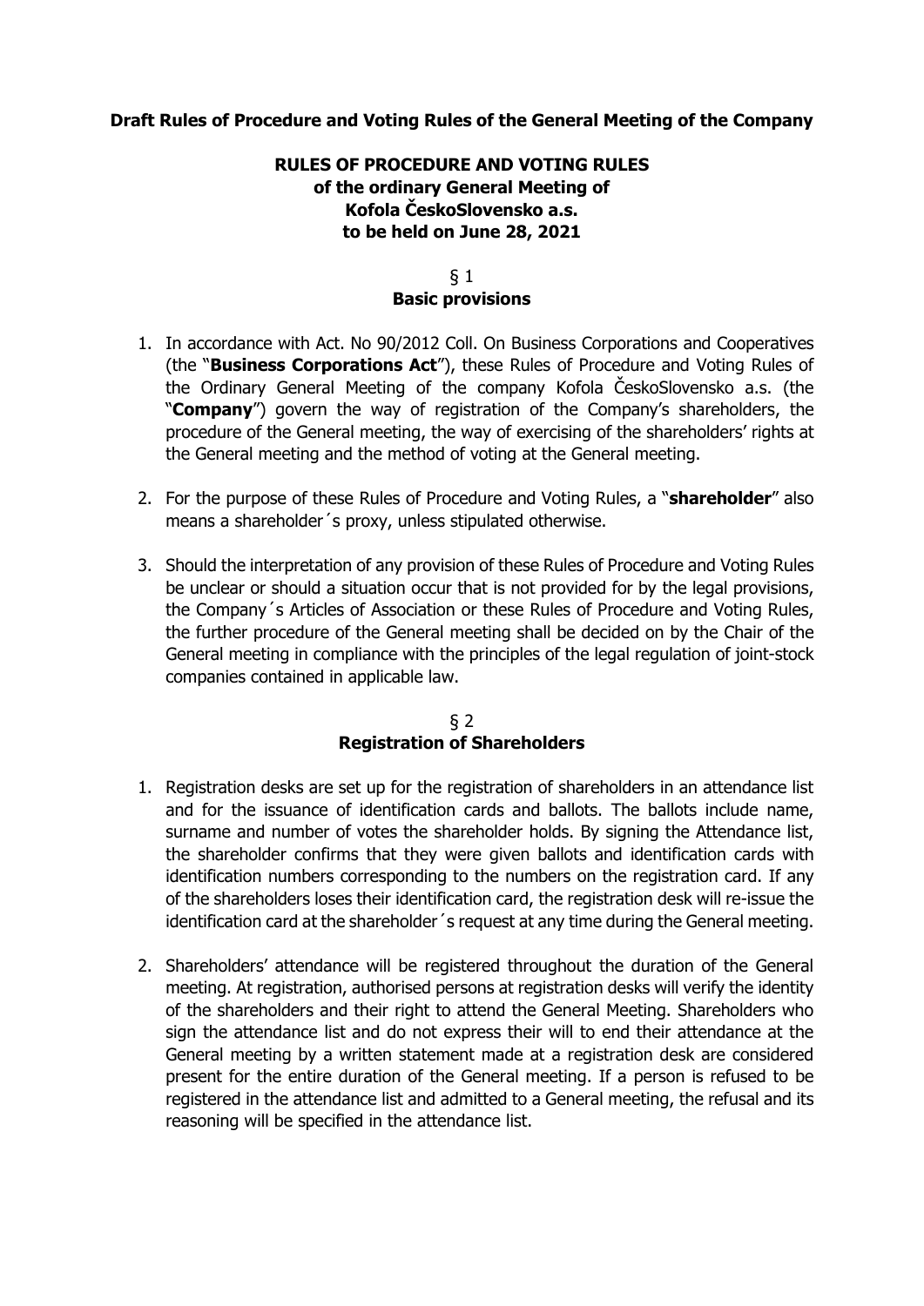**Draft Rules of Procedure and Voting Rules of the General Meeting of the Company**

# RULES OF PROCEDURE AND VOTING RULES
## of the ordinary General Meeting of Kofola ČeskoSlovensko a.s. to be held on June 28, 2021

### § 1
### Basic provisions

1. In accordance with Act. No 90/2012 Coll. On Business Corporations and Cooperatives (the "**Business Corporations Act**"), these Rules of Procedure and Voting Rules of the Ordinary General Meeting of the company Kofola ČeskoSlovensko a.s. (the "**Company**") govern the way of registration of the Company's shareholders, the procedure of the General meeting, the way of exercising of the shareholders' rights at the General meeting and the method of voting at the General meeting.

2. For the purpose of these Rules of Procedure and Voting Rules, a "**shareholder**" also means a shareholder´s proxy, unless stipulated otherwise.

3. Should the interpretation of any provision of these Rules of Procedure and Voting Rules be unclear or should a situation occur that is not provided for by the legal provisions, the Company´s Articles of Association or these Rules of Procedure and Voting Rules, the further procedure of the General meeting shall be decided on by the Chair of the General meeting in compliance with the principles of the legal regulation of joint-stock companies contained in applicable law.

### § 2
### Registration of Shareholders

1. Registration desks are set up for the registration of shareholders in an attendance list and for the issuance of identification cards and ballots. The ballots include name, surname and number of votes the shareholder holds. By signing the Attendance list, the shareholder confirms that they were given ballots and identification cards with identification numbers corresponding to the numbers on the registration card. If any of the shareholders loses their identification card, the registration desk will re-issue the identification card at the shareholder´s request at any time during the General meeting.

2. Shareholders' attendance will be registered throughout the duration of the General meeting. At registration, authorised persons at registration desks will verify the identity of the shareholders and their right to attend the General Meeting. Shareholders who sign the attendance list and do not express their will to end their attendance at the General meeting by a written statement made at a registration desk are considered present for the entire duration of the General meeting. If a person is refused to be registered in the attendance list and admitted to a General meeting, the refusal and its reasoning will be specified in the attendance list.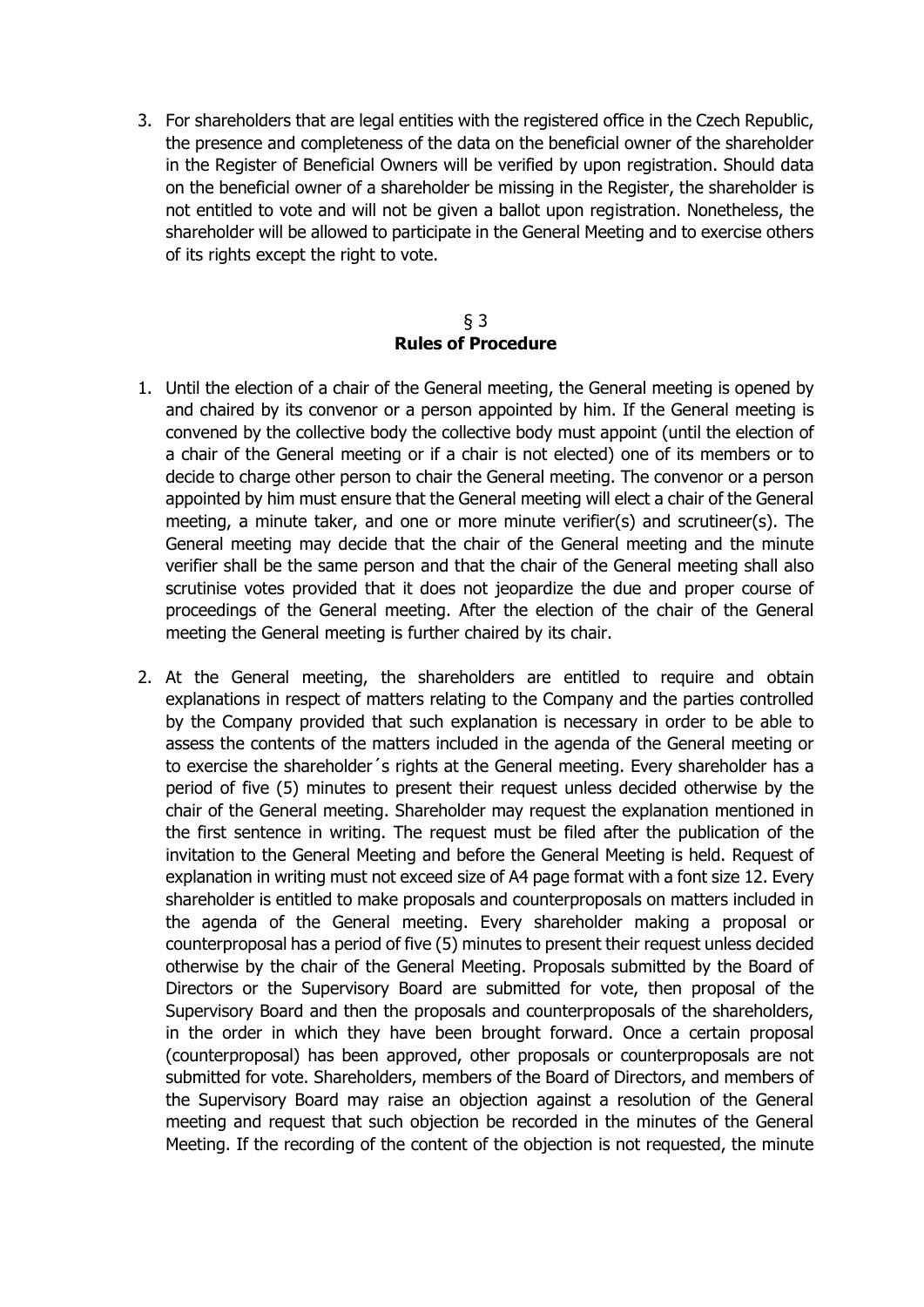3. For shareholders that are legal entities with the registered office in the Czech Republic, the presence and completeness of the data on the beneficial owner of the shareholder in the Register of Beneficial Owners will be verified by upon registration. Should data on the beneficial owner of a shareholder be missing in the Register, the shareholder is not entitled to vote and will not be given a ballot upon registration. Nonetheless, the shareholder will be allowed to participate in the General Meeting and to exercise others of its rights except the right to vote.

## § 3
## Rules of Procedure

1. Until the election of a chair of the General meeting, the General meeting is opened by and chaired by its convenor or a person appointed by him. If the General meeting is convened by the collective body the collective body must appoint (until the election of a chair of the General meeting or if a chair is not elected) one of its members or to decide to charge other person to chair the General meeting. The convenor or a person appointed by him must ensure that the General meeting will elect a chair of the General meeting, a minute taker, and one or more minute verifier(s) and scrutineer(s). The General meeting may decide that the chair of the General meeting and the minute verifier shall be the same person and that the chair of the General meeting shall also scrutinise votes provided that it does not jeopardize the due and proper course of proceedings of the General meeting. After the election of the chair of the General meeting the General meeting is further chaired by its chair.

2. At the General meeting, the shareholders are entitled to require and obtain explanations in respect of matters relating to the Company and the parties controlled by the Company provided that such explanation is necessary in order to be able to assess the contents of the matters included in the agenda of the General meeting or to exercise the shareholder´s rights at the General meeting. Every shareholder has a period of five (5) minutes to present their request unless decided otherwise by the chair of the General meeting. Shareholder may request the explanation mentioned in the first sentence in writing. The request must be filed after the publication of the invitation to the General Meeting and before the General Meeting is held. Request of explanation in writing must not exceed size of A4 page format with a font size 12. Every shareholder is entitled to make proposals and counterproposals on matters included in the agenda of the General meeting. Every shareholder making a proposal or counterproposal has a period of five (5) minutes to present their request unless decided otherwise by the chair of the General Meeting. Proposals submitted by the Board of Directors or the Supervisory Board are submitted for vote, then proposal of the Supervisory Board and then the proposals and counterproposals of the shareholders, in the order in which they have been brought forward. Once a certain proposal (counterproposal) has been approved, other proposals or counterproposals are not submitted for vote. Shareholders, members of the Board of Directors, and members of the Supervisory Board may raise an objection against a resolution of the General meeting and request that such objection be recorded in the minutes of the General Meeting. If the recording of the content of the objection is not requested, the minute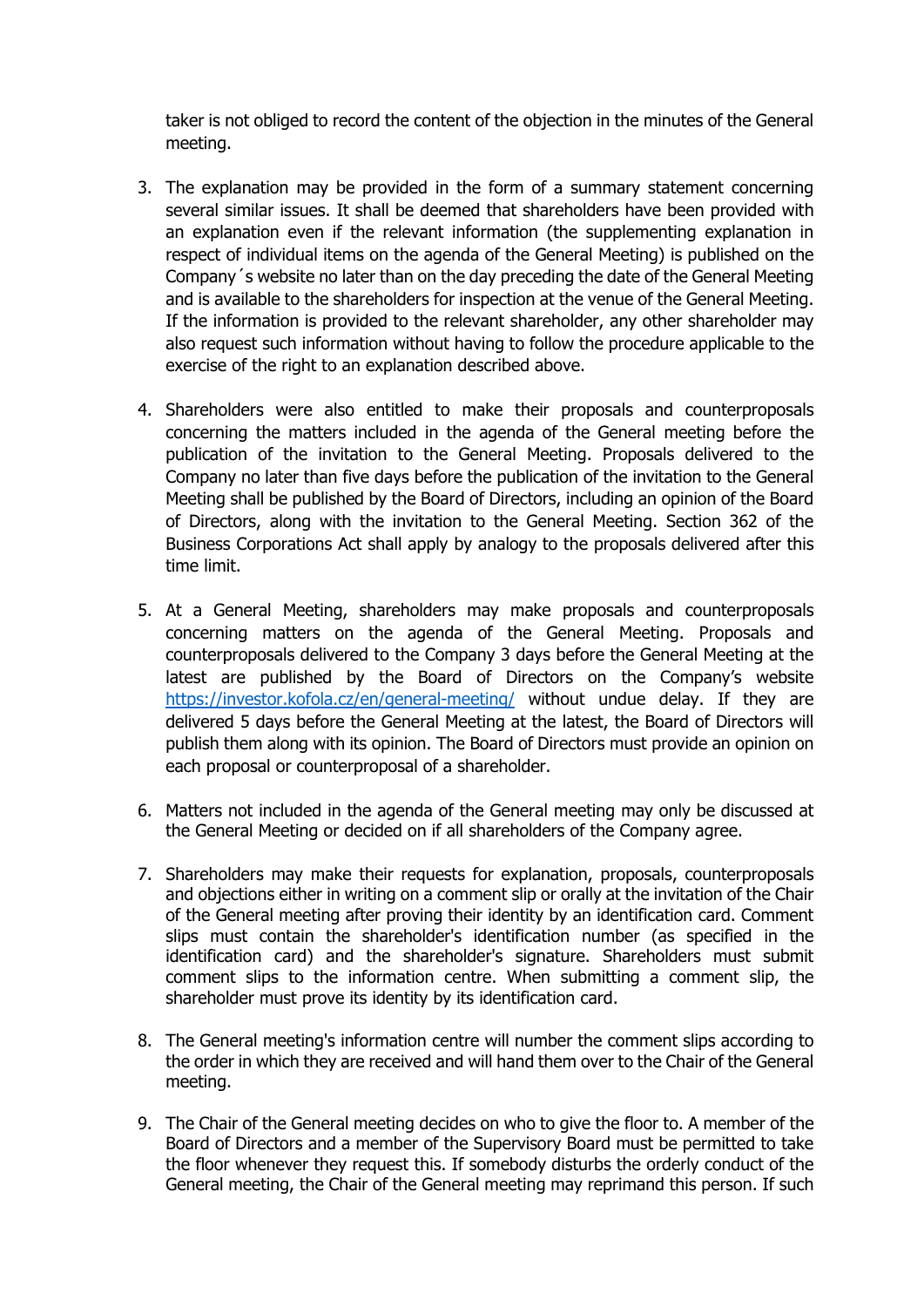taker is not obliged to record the content of the objection in the minutes of the General meeting.

3. The explanation may be provided in the form of a summary statement concerning several similar issues. It shall be deemed that shareholders have been provided with an explanation even if the relevant information (the supplementing explanation in respect of individual items on the agenda of the General Meeting) is published on the Company´s website no later than on the day preceding the date of the General Meeting and is available to the shareholders for inspection at the venue of the General Meeting. If the information is provided to the relevant shareholder, any other shareholder may also request such information without having to follow the procedure applicable to the exercise of the right to an explanation described above.

4. Shareholders were also entitled to make their proposals and counterproposals concerning the matters included in the agenda of the General meeting before the publication of the invitation to the General Meeting. Proposals delivered to the Company no later than five days before the publication of the invitation to the General Meeting shall be published by the Board of Directors, including an opinion of the Board of Directors, along with the invitation to the General Meeting. Section 362 of the Business Corporations Act shall apply by analogy to the proposals delivered after this time limit.

5. At a General Meeting, shareholders may make proposals and counterproposals concerning matters on the agenda of the General Meeting. Proposals and counterproposals delivered to the Company 3 days before the General Meeting at the latest are published by the Board of Directors on the Company's website https://investor.kofola.cz/en/general-meeting/ without undue delay. If they are delivered 5 days before the General Meeting at the latest, the Board of Directors will publish them along with its opinion. The Board of Directors must provide an opinion on each proposal or counterproposal of a shareholder.

6. Matters not included in the agenda of the General meeting may only be discussed at the General Meeting or decided on if all shareholders of the Company agree.

7. Shareholders may make their requests for explanation, proposals, counterproposals and objections either in writing on a comment slip or orally at the invitation of the Chair of the General meeting after proving their identity by an identification card. Comment slips must contain the shareholder's identification number (as specified in the identification card) and the shareholder's signature. Shareholders must submit comment slips to the information centre. When submitting a comment slip, the shareholder must prove its identity by its identification card.

8. The General meeting's information centre will number the comment slips according to the order in which they are received and will hand them over to the Chair of the General meeting.

9. The Chair of the General meeting decides on who to give the floor to. A member of the Board of Directors and a member of the Supervisory Board must be permitted to take the floor whenever they request this. If somebody disturbs the orderly conduct of the General meeting, the Chair of the General meeting may reprimand this person. If such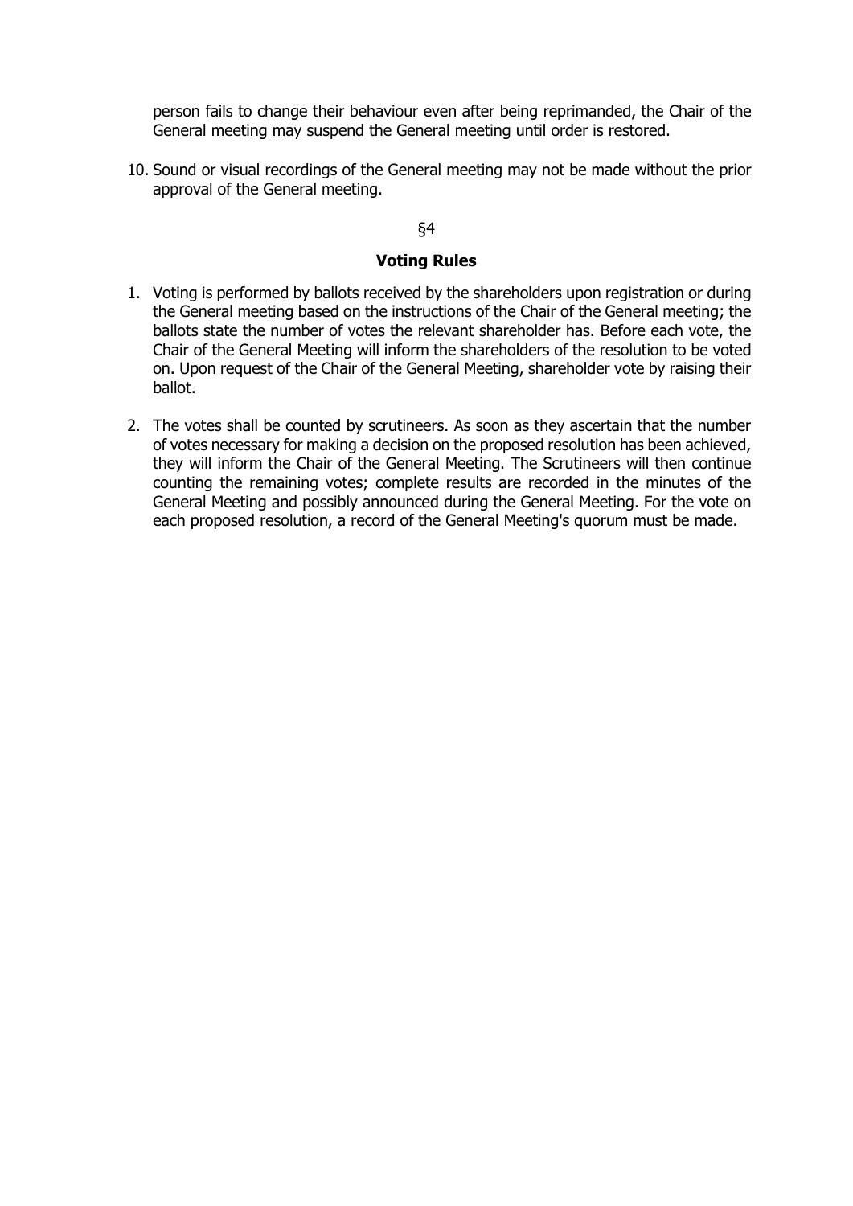person fails to change their behaviour even after being reprimanded, the Chair of the General meeting may suspend the General meeting until order is restored.

10. Sound or visual recordings of the General meeting may not be made without the prior approval of the General meeting.

§4

**Voting Rules**

1. Voting is performed by ballots received by the shareholders upon registration or during the General meeting based on the instructions of the Chair of the General meeting; the ballots state the number of votes the relevant shareholder has. Before each vote, the Chair of the General Meeting will inform the shareholders of the resolution to be voted on. Upon request of the Chair of the General Meeting, shareholder vote by raising their ballot.
2. The votes shall be counted by scrutineers. As soon as they ascertain that the number of votes necessary for making a decision on the proposed resolution has been achieved, they will inform the Chair of the General Meeting. The Scrutineers will then continue counting the remaining votes; complete results are recorded in the minutes of the General Meeting and possibly announced during the General Meeting. For the vote on each proposed resolution, a record of the General Meeting's quorum must be made.